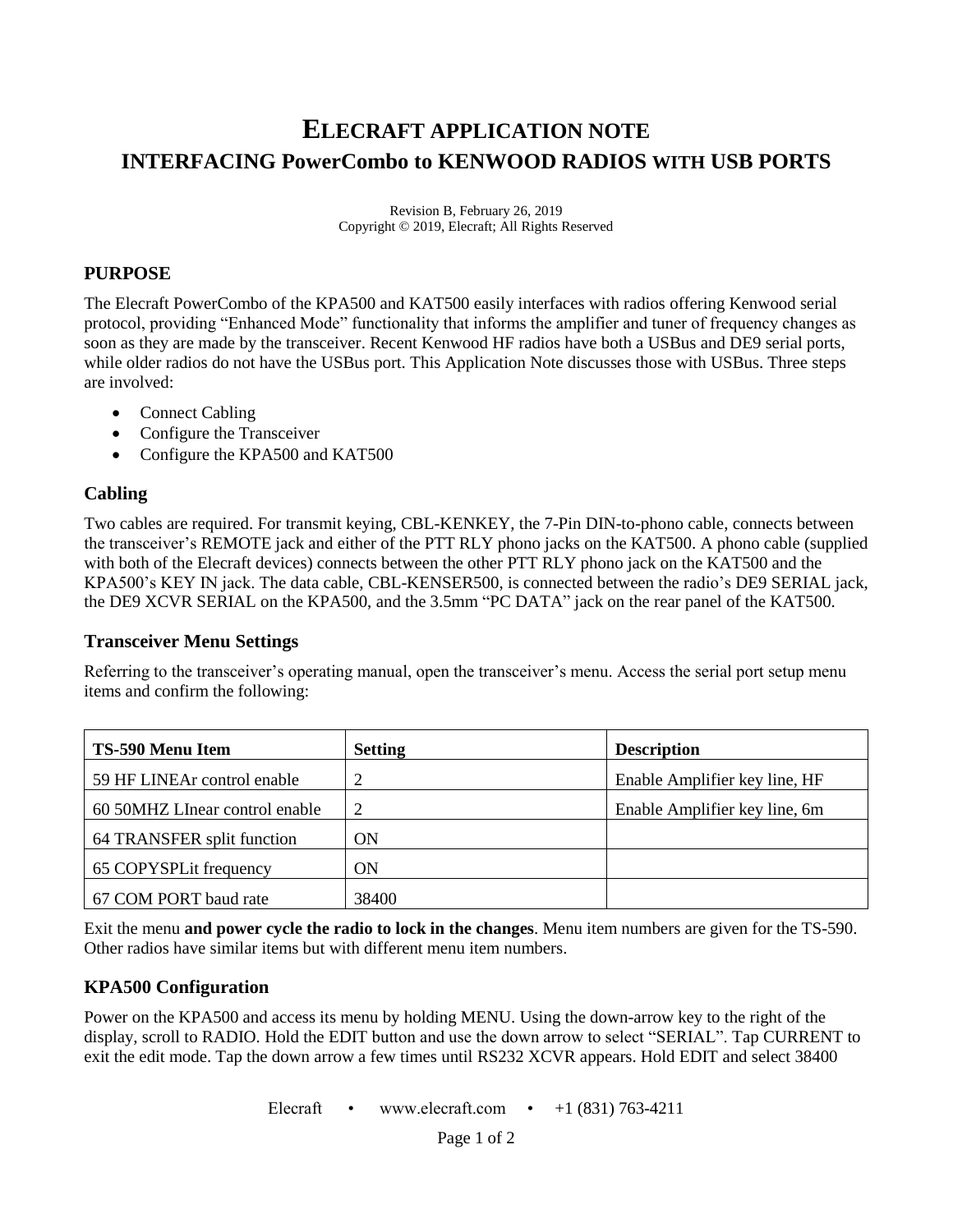# ELECRAFT APPLICATION NOTE
# INTERFACING PowerCombo to KENWOOD RADIOS WITH USB PORTS

Revision B, February 26, 2019
Copyright © 2019, Elecraft; All Rights Reserved

## PURPOSE

The Elecraft PowerCombo of the KPA500 and KAT500 easily interfaces with radios offering Kenwood serial protocol, providing "Enhanced Mode" functionality that informs the amplifier and tuner of frequency changes as soon as they are made by the transceiver. Recent Kenwood HF radios have both a USBus and DE9 serial ports, while older radios do not have the USBus port. This Application Note discusses those with USBus. Three steps are involved:

- Connect Cabling
- Configure the Transceiver
- Configure the KPA500 and KAT500

## Cabling

Two cables are required. For transmit keying, CBL-KENKEY, the 7-Pin DIN-to-phono cable, connects between the transceiver's REMOTE jack and either of the PTT RLY phono jacks on the KAT500. A phono cable (supplied with both of the Elecraft devices) connects between the other PTT RLY phono jack on the KAT500 and the KPA500's KEY IN jack. The data cable, CBL-KENSER500, is connected between the radio's DE9 SERIAL jack, the DE9 XCVR SERIAL on the KPA500, and the 3.5mm "PC DATA" jack on the rear panel of the KAT500.

## Transceiver Menu Settings

Referring to the transceiver's operating manual, open the transceiver's menu. Access the serial port setup menu items and confirm the following:

| TS-590 Menu Item | Setting | Description |
|---|---|---|
| 59 HF LINEAr control enable | 2 | Enable Amplifier key line, HF |
| 60 50MHZ LInear control enable | 2 | Enable Amplifier key line, 6m |
| 64 TRANSFER split function | ON | |
| 65 COPYSPLit frequency | ON | |
| 67 COM PORT baud rate | 38400 | |

Exit the menu **and power cycle the radio to lock in the changes**. Menu item numbers are given for the TS-590. Other radios have similar items but with different menu item numbers.

## KPA500 Configuration

Power on the KPA500 and access its menu by holding MENU. Using the down-arrow key to the right of the display, scroll to RADIO. Hold the EDIT button and use the down arrow to select "SERIAL". Tap CURRENT to exit the edit mode. Tap the down arrow a few times until RS232 XCVR appears. Hold EDIT and select 38400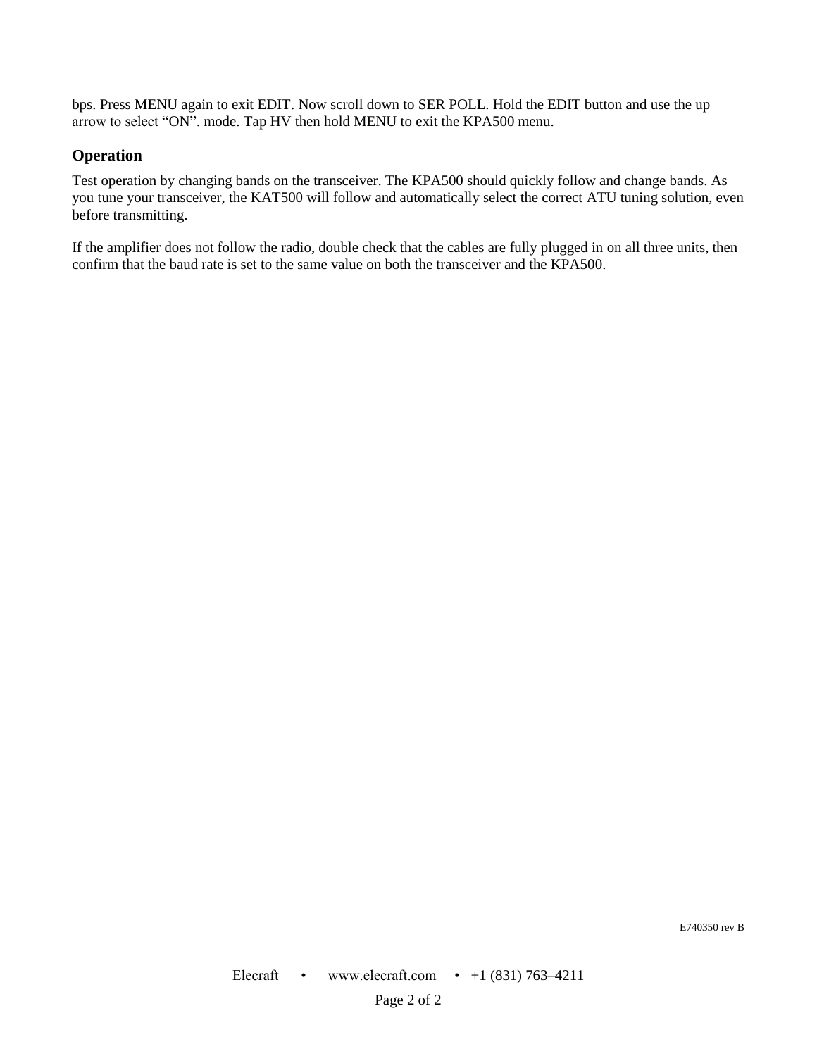bps. Press MENU again to exit EDIT. Now scroll down to SER POLL. Hold the EDIT button and use the up arrow to select “ON”. mode. Tap HV then hold MENU to exit the KPA500 menu.

## Operation

Test operation by changing bands on the transceiver. The KPA500 should quickly follow and change bands. As you tune your transceiver, the KAT500 will follow and automatically select the correct ATU tuning solution, even before transmitting.

If the amplifier does not follow the radio, double check that the cables are fully plugged in on all three units, then confirm that the baud rate is set to the same value on both the transceiver and the KPA500.

E740350 rev B